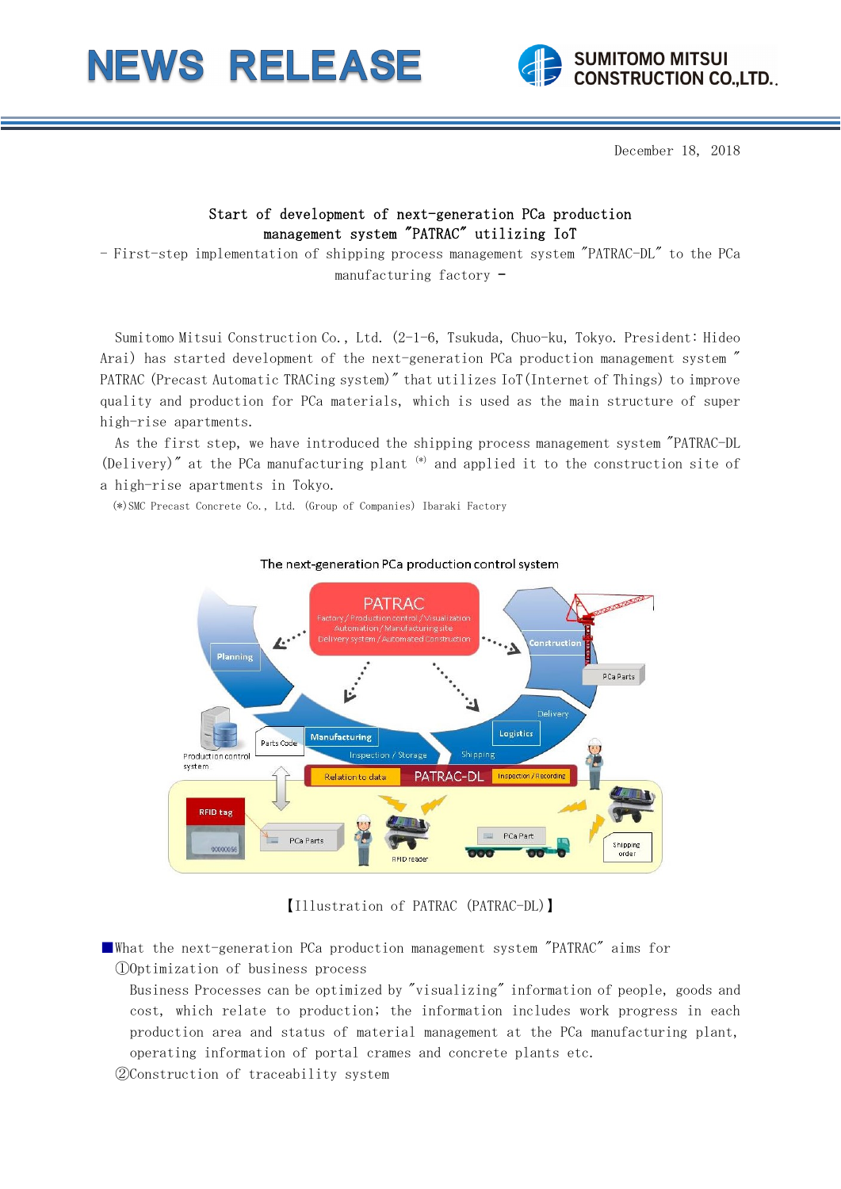# NEWS RELEASE

SUMITOMO MITSUI CONSTRUCTION CO.,LTD.

December 18, 2018

## Start of development of next-generation PCa production management system "PATRAC" utilizing IoT

- First-step implementation of shipping process management system "PATRAC-DL" to the PCa manufacturing factory -

Sumitomo Mitsui Construction Co., Ltd. (2-1-6, Tsukuda, Chuo-ku, Tokyo. President: Hideo Arai) has started development of the next-generation PCa production management system "PATRAC (Precast Automatic TRACing system)" that utilizes IoT (Internet of Things) to improve quality and production for PCa materials, which is used as the main structure of super high-rise apartments.

As the first step, we have introduced the shipping process management system "PATRAC-DL (Delivery)" at the PCa manufacturing plant (*) and applied it to the construction site of a high-rise apartments in Tokyo.

(*)SMC Precast Concrete Co., Ltd. (Group of Companies) Ibaraki Factory

The next-generation PCa production control system

PATRAC
Factory / Production control / Visualization
Automation / Manufacturing site
Delivery system / Automated Construction

Planning — Manufacturing — Inspection / Storage — Shipping — Logistics — Delivery — Construction

Production control system — Parts Code — PCa Parts

Relation to data — PATRAC-DL — Inspection / Recording

RFID tag — PCa Parts — RFID reader — PCa Part — Shipping order

【Illustration of PATRAC (PATRAC-DL)】

■What the next-generation PCa production management system "PATRAC" aims for

①Optimization of business process

Business Processes can be optimized by "visualizing" information of people, goods and cost, which relate to production; the information includes work progress in each production area and status of material management at the PCa manufacturing plant, operating information of portal crames and concrete plants etc.

②Construction of traceability system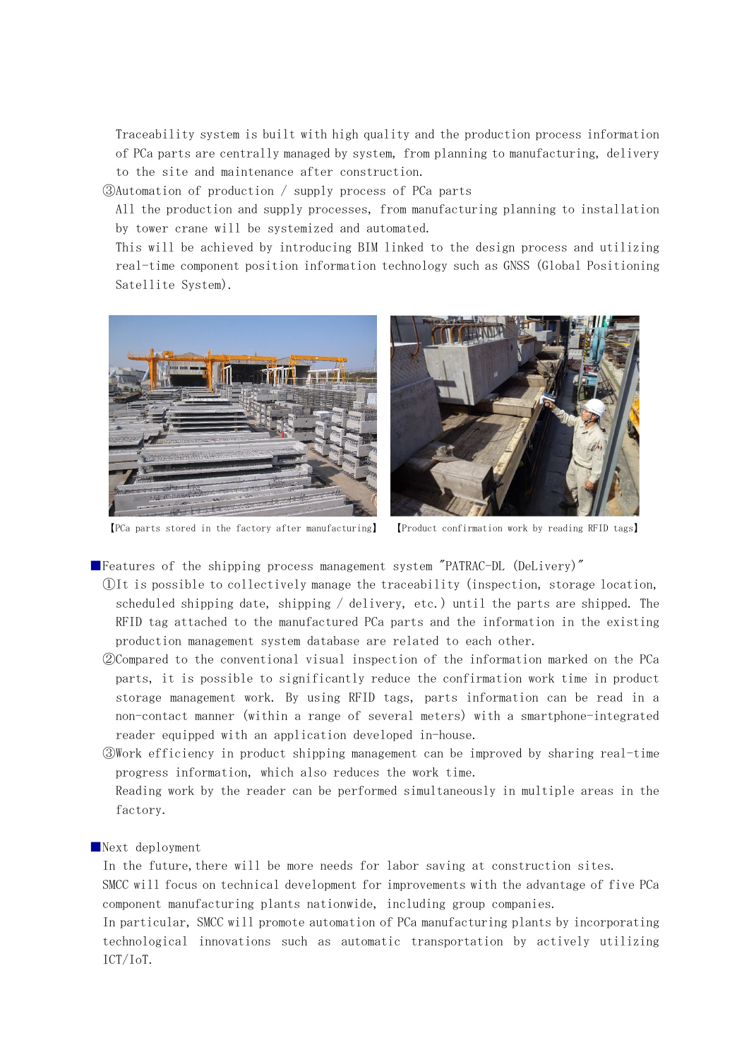Traceability system is built with high quality and the production process information of PCa parts are centrally managed by system, from planning to manufacturing, delivery to the site and maintenance after construction.

③Automation of production / supply process of PCa parts

All the production and supply processes, from manufacturing planning to installation by tower crane will be systemized and automated.

This will be achieved by introducing BIM linked to the design process and utilizing real-time component position information technology such as GNSS (Global Positioning Satellite System).

【PCa parts stored in the factory after manufacturing】 【Product confirmation work by reading RFID tags】

## ■Features of the shipping process management system "PATRAC-DL (DeLivery)"

①It is possible to collectively manage the traceability (inspection, storage location, scheduled shipping date, shipping / delivery, etc.) until the parts are shipped. The RFID tag attached to the manufactured PCa parts and the information in the existing production management system database are related to each other.

②Compared to the conventional visual inspection of the information marked on the PCa parts, it is possible to significantly reduce the confirmation work time in product storage management work. By using RFID tags, parts information can be read in a non-contact manner (within a range of several meters) with a smartphone-integrated reader equipped with an application developed in-house.

③Work efficiency in product shipping management can be improved by sharing real-time progress information, which also reduces the work time.

Reading work by the reader can be performed simultaneously in multiple areas in the factory.

## ■Next deployment

In the future, there will be more needs for labor saving at construction sites.

SMCC will focus on technical development for improvements with the advantage of five PCa component manufacturing plants nationwide, including group companies.

In particular, SMCC will promote automation of PCa manufacturing plants by incorporating technological innovations such as automatic transportation by actively utilizing ICT/IoT.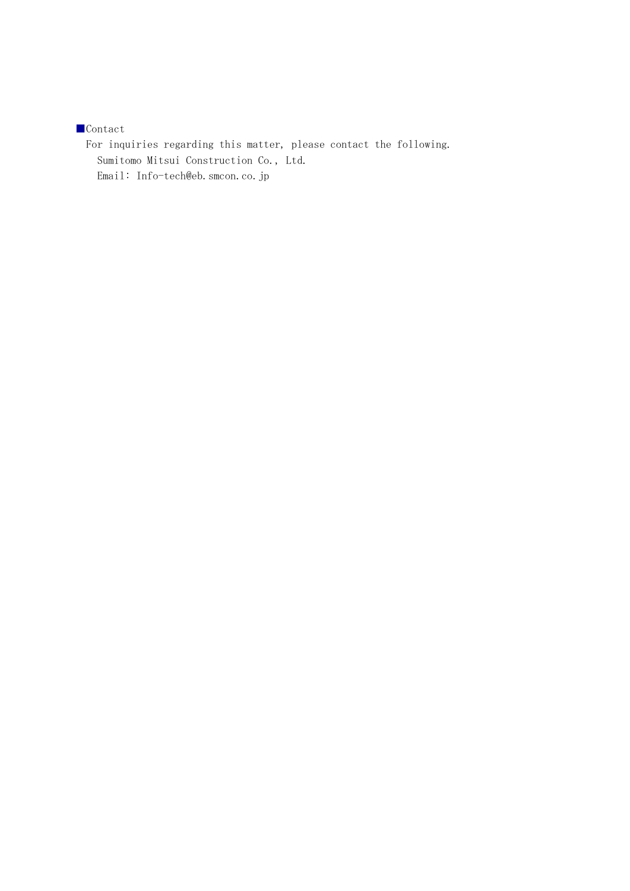■Contact

For inquiries regarding this matter, please contact the following.

Sumitomo Mitsui Construction Co., Ltd.

Email: Info-tech@eb.smcon.co.jp